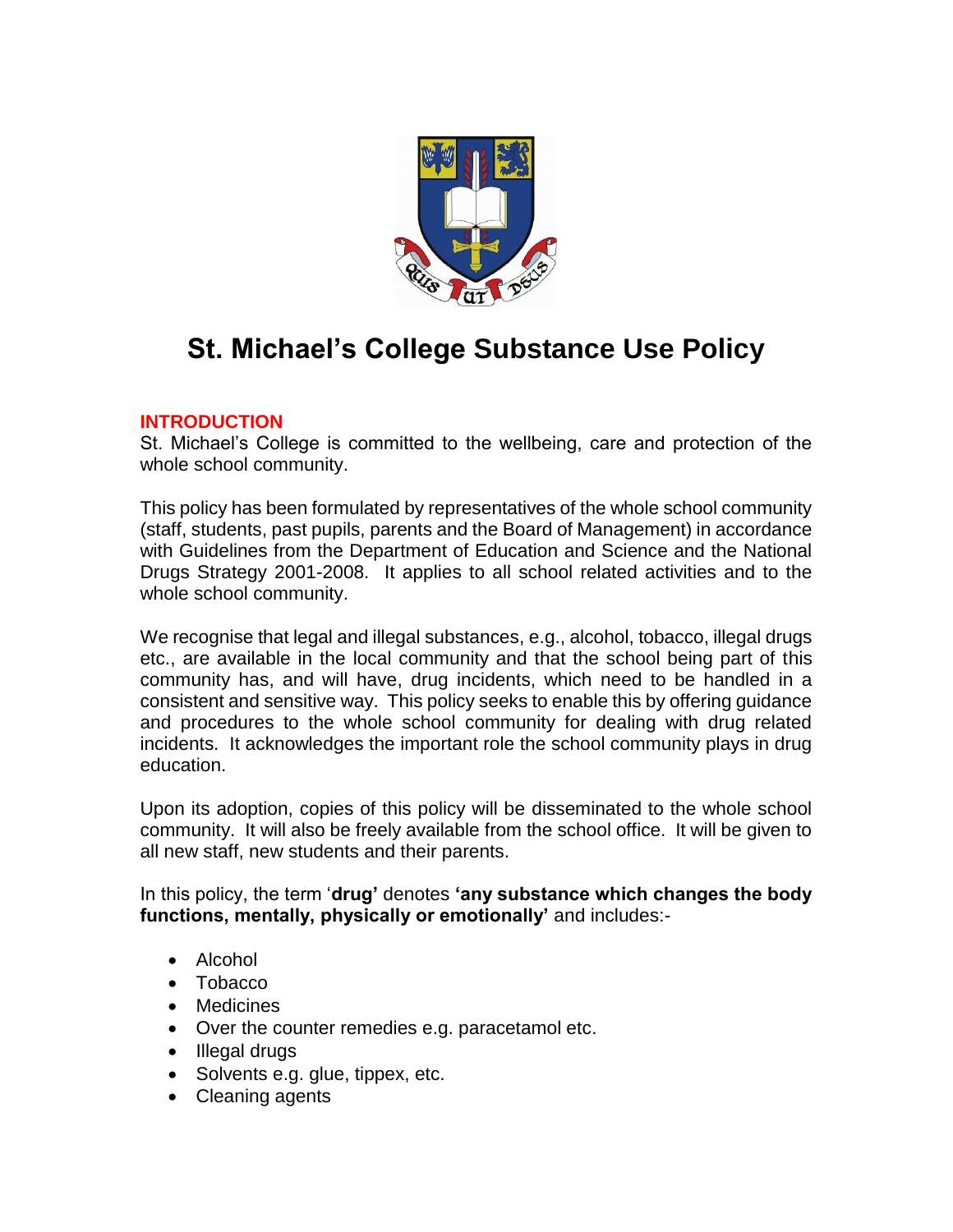# St. Michael's College Substance Use Policy

## INTRODUCTION

St. Michael's College is committed to the wellbeing, care and protection of the whole school community.

This policy has been formulated by representatives of the whole school community (staff, students, past pupils, parents and the Board of Management) in accordance with Guidelines from the Department of Education and Science and the National Drugs Strategy 2001-2008. It applies to all school related activities and to the whole school community.

We recognise that legal and illegal substances, e.g., alcohol, tobacco, illegal drugs etc., are available in the local community and that the school being part of this community has, and will have, drug incidents, which need to be handled in a consistent and sensitive way. This policy seeks to enable this by offering guidance and procedures to the whole school community for dealing with drug related incidents. It acknowledges the important role the school community plays in drug education.

Upon its adoption, copies of this policy will be disseminated to the whole school community. It will also be freely available from the school office. It will be given to all new staff, new students and their parents.

In this policy, the term '**drug'** denotes **'any substance which changes the body functions, mentally, physically or emotionally'** and includes:-

- Alcohol
- Tobacco
- Medicines
- Over the counter remedies e.g. paracetamol etc.
- Illegal drugs
- Solvents e.g. glue, tippex, etc.
- Cleaning agents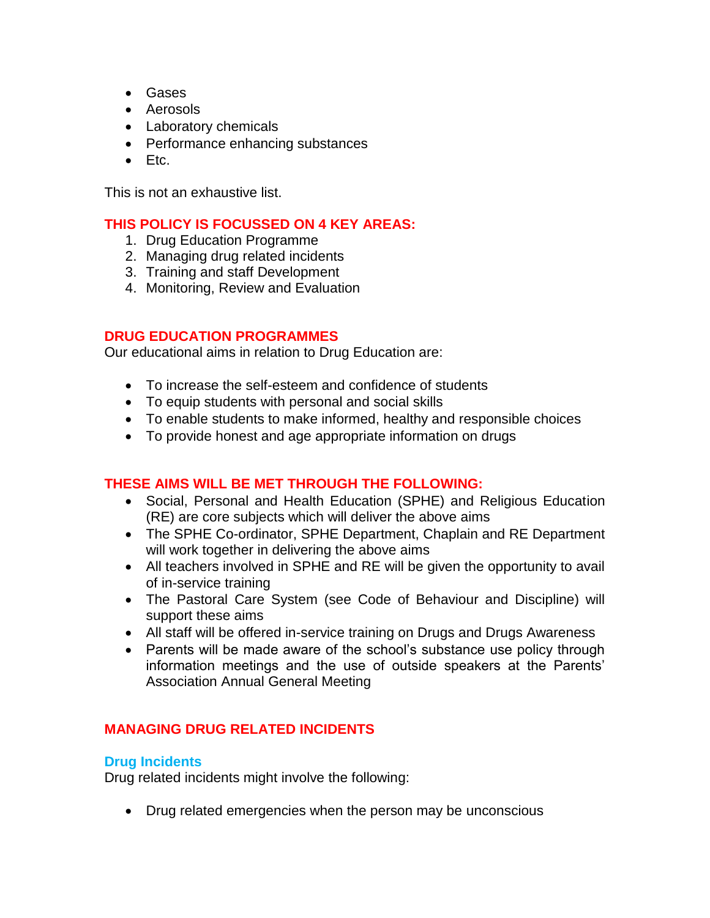- Gases
- Aerosols
- Laboratory chemicals
- Performance enhancing substances
- Etc.

This is not an exhaustive list.

## THIS POLICY IS FOCUSSED ON 4 KEY AREAS:

1. Drug Education Programme
2. Managing drug related incidents
3. Training and staff Development
4. Monitoring, Review and Evaluation

## DRUG EDUCATION PROGRAMMES

Our educational aims in relation to Drug Education are:

- To increase the self-esteem and confidence of students
- To equip students with personal and social skills
- To enable students to make informed, healthy and responsible choices
- To provide honest and age appropriate information on drugs

## THESE AIMS WILL BE MET THROUGH THE FOLLOWING:

- Social, Personal and Health Education (SPHE) and Religious Education (RE) are core subjects which will deliver the above aims
- The SPHE Co-ordinator, SPHE Department, Chaplain and RE Department will work together in delivering the above aims
- All teachers involved in SPHE and RE will be given the opportunity to avail of in-service training
- The Pastoral Care System (see Code of Behaviour and Discipline) will support these aims
- All staff will be offered in-service training on Drugs and Drugs Awareness
- Parents will be made aware of the school's substance use policy through information meetings and the use of outside speakers at the Parents' Association Annual General Meeting

## MANAGING DRUG RELATED INCIDENTS

### Drug Incidents

Drug related incidents might involve the following:

- Drug related emergencies when the person may be unconscious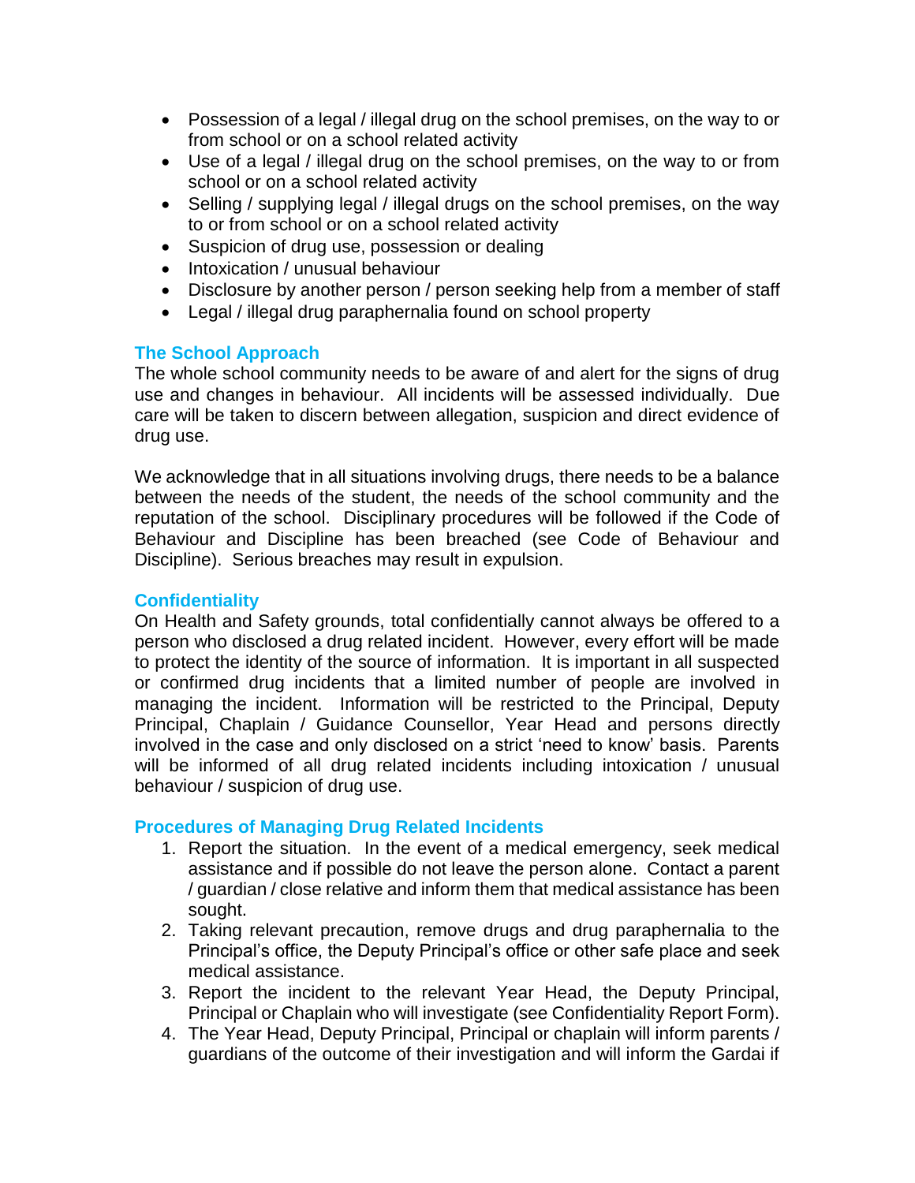- Possession of a legal / illegal drug on the school premises, on the way to or from school or on a school related activity
- Use of a legal / illegal drug on the school premises, on the way to or from school or on a school related activity
- Selling / supplying legal / illegal drugs on the school premises, on the way to or from school or on a school related activity
- Suspicion of drug use, possession or dealing
- Intoxication / unusual behaviour
- Disclosure by another person / person seeking help from a member of staff
- Legal / illegal drug paraphernalia found on school property

## The School Approach

The whole school community needs to be aware of and alert for the signs of drug use and changes in behaviour. All incidents will be assessed individually. Due care will be taken to discern between allegation, suspicion and direct evidence of drug use.

We acknowledge that in all situations involving drugs, there needs to be a balance between the needs of the student, the needs of the school community and the reputation of the school. Disciplinary procedures will be followed if the Code of Behaviour and Discipline has been breached (see Code of Behaviour and Discipline). Serious breaches may result in expulsion.

## Confidentiality

On Health and Safety grounds, total confidentially cannot always be offered to a person who disclosed a drug related incident. However, every effort will be made to protect the identity of the source of information. It is important in all suspected or confirmed drug incidents that a limited number of people are involved in managing the incident. Information will be restricted to the Principal, Deputy Principal, Chaplain / Guidance Counsellor, Year Head and persons directly involved in the case and only disclosed on a strict 'need to know' basis. Parents will be informed of all drug related incidents including intoxication / unusual behaviour / suspicion of drug use.

## Procedures of Managing Drug Related Incidents

1. Report the situation. In the event of a medical emergency, seek medical assistance and if possible do not leave the person alone. Contact a parent / guardian / close relative and inform them that medical assistance has been sought.
2. Taking relevant precaution, remove drugs and drug paraphernalia to the Principal's office, the Deputy Principal's office or other safe place and seek medical assistance.
3. Report the incident to the relevant Year Head, the Deputy Principal, Principal or Chaplain who will investigate (see Confidentiality Report Form).
4. The Year Head, Deputy Principal, Principal or chaplain will inform parents / guardians of the outcome of their investigation and will inform the Gardai if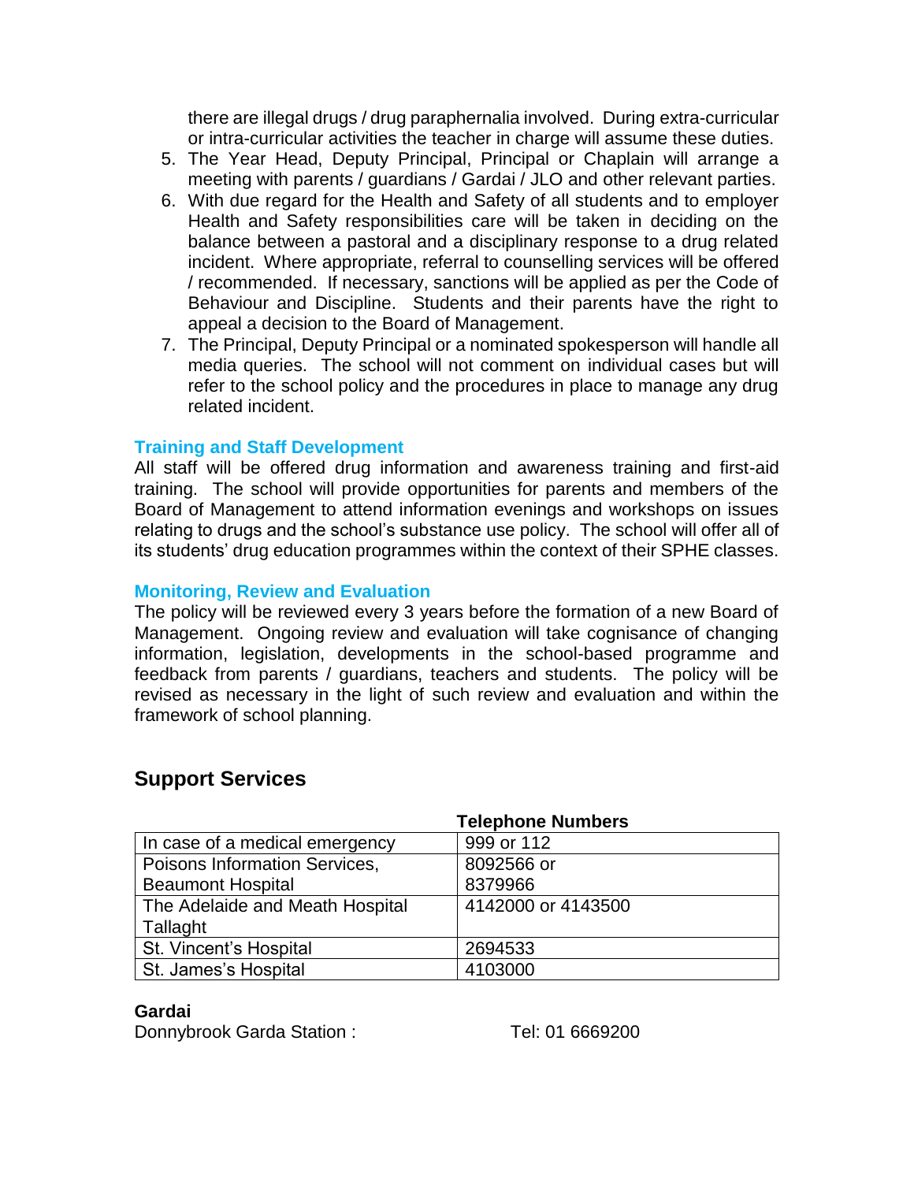there are illegal drugs / drug paraphernalia involved. During extra-curricular or intra-curricular activities the teacher in charge will assume these duties.

5. The Year Head, Deputy Principal, Principal or Chaplain will arrange a meeting with parents / guardians / Gardai / JLO and other relevant parties.
6. With due regard for the Health and Safety of all students and to employer Health and Safety responsibilities care will be taken in deciding on the balance between a pastoral and a disciplinary response to a drug related incident. Where appropriate, referral to counselling services will be offered / recommended. If necessary, sanctions will be applied as per the Code of Behaviour and Discipline. Students and their parents have the right to appeal a decision to the Board of Management.
7. The Principal, Deputy Principal or a nominated spokesperson will handle all media queries. The school will not comment on individual cases but will refer to the school policy and the procedures in place to manage any drug related incident.

### Training and Staff Development

All staff will be offered drug information and awareness training and first-aid training. The school will provide opportunities for parents and members of the Board of Management to attend information evenings and workshops on issues relating to drugs and the school's substance use policy. The school will offer all of its students' drug education programmes within the context of their SPHE classes.

### Monitoring, Review and Evaluation

The policy will be reviewed every 3 years before the formation of a new Board of Management. Ongoing review and evaluation will take cognisance of changing information, legislation, developments in the school-based programme and feedback from parents / guardians, teachers and students. The policy will be revised as necessary in the light of such review and evaluation and within the framework of school planning.

## Support Services

| | Telephone Numbers |
|---|---|
| In case of a medical emergency | 999 or 112 |
| Poisons Information Services, Beaumont Hospital | 8092566 or 8379966 |
| The Adelaide and Meath Hospital Tallaght | 4142000 or 4143500 |
| St. Vincent's Hospital | 2694533 |
| St. James's Hospital | 4103000 |

**Gardai**

Donnybrook Garda Station : Tel: 01 6669200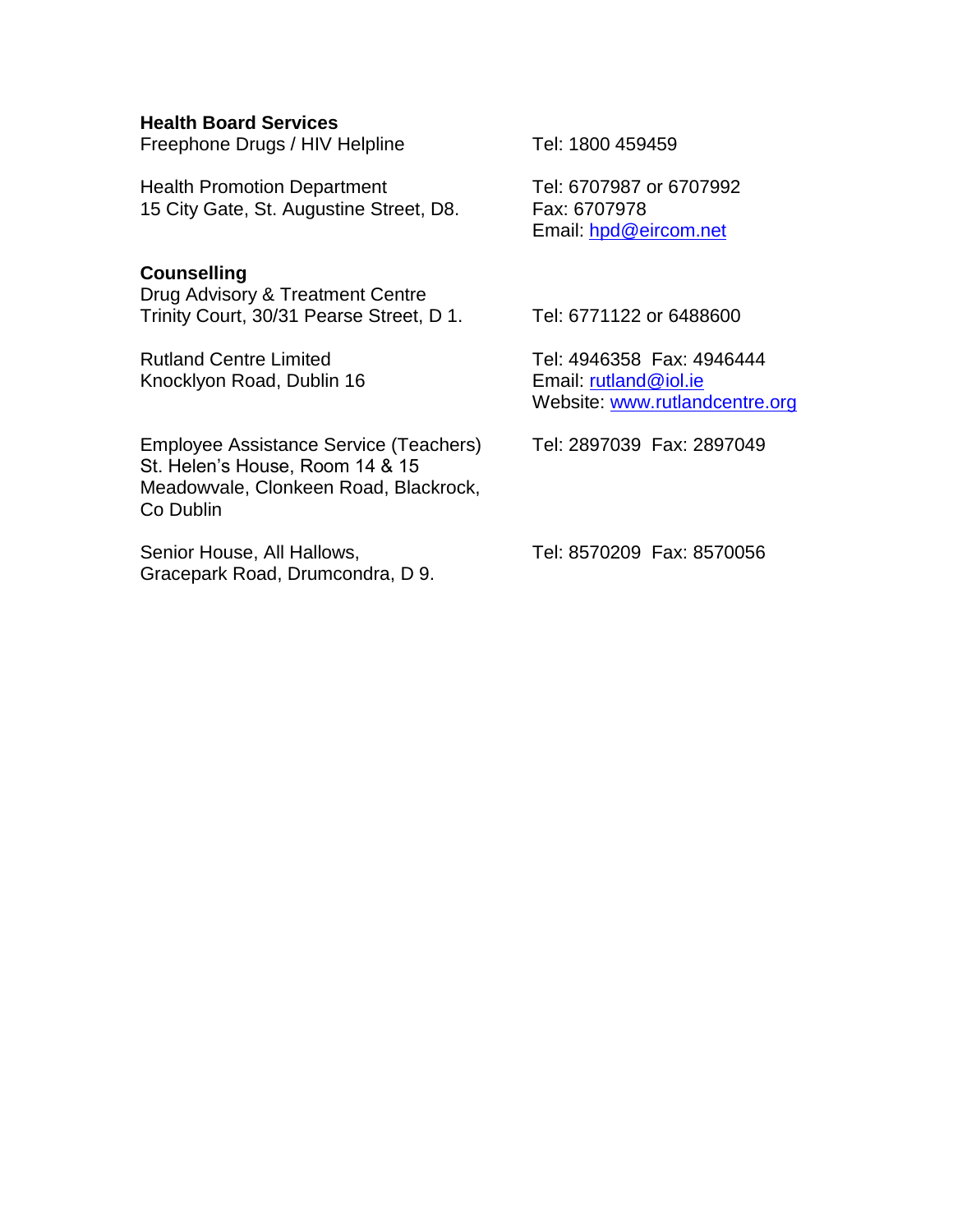**Health Board Services**

| | |
|---|---|
| Freephone Drugs / HIV Helpline | Tel: 1800 459459 |
| Health Promotion Department<br>15 City Gate, St. Augustine Street, D8. | Tel: 6707987 or 6707992<br>Fax: 6707978<br>Email: hpd@eircom.net |

**Counselling**

| | |
|---|---|
| Drug Advisory & Treatment Centre<br>Trinity Court, 30/31 Pearse Street, D 1. | Tel: 6771122 or 6488600 |
| Rutland Centre Limited<br>Knocklyon Road, Dublin 16 | Tel: 4946358 Fax: 4946444<br>Email: rutland@iol.ie<br>Website: www.rutlandcentre.org |
| Employee Assistance Service (Teachers)<br>St. Helen's House, Room 14 & 15<br>Meadowvale, Clonkeen Road, Blackrock, Co Dublin | Tel: 2897039 Fax: 2897049 |
| Senior House, All Hallows,<br>Gracepark Road, Drumcondra, D 9. | Tel: 8570209 Fax: 8570056 |